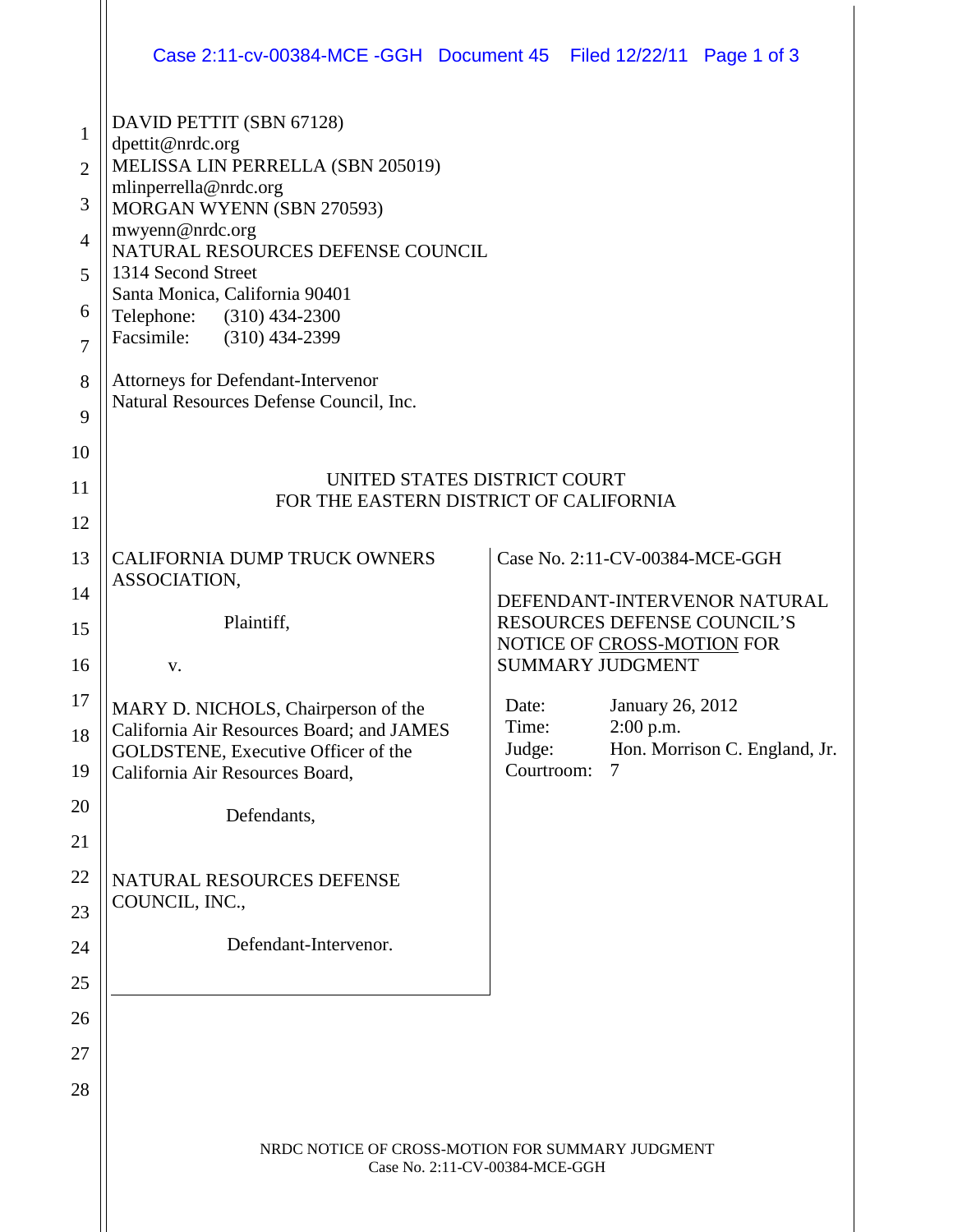DAVID PETTIT (SBN 67128)
dpettit@nrdc.org
MELISSA LIN PERRELLA (SBN 205019)
mlinperrella@nrdc.org
MORGAN WYENN (SBN 270593)
mwyenn@nrdc.org
NATURAL RESOURCES DEFENSE COUNCIL
1314 Second Street
Santa Monica, California 90401
Telephone: (310) 434-2300
Facsimile: (310) 434-2399

Attorneys for Defendant-Intervenor
Natural Resources Defense Council, Inc.

UNITED STATES DISTRICT COURT
FOR THE EASTERN DISTRICT OF CALIFORNIA

CALIFORNIA DUMP TRUCK OWNERS ASSOCIATION,

Plaintiff,

v.

MARY D. NICHOLS, Chairperson of the California Air Resources Board; and JAMES GOLDSTENE, Executive Officer of the California Air Resources Board,

Defendants,

NATURAL RESOURCES DEFENSE COUNCIL, INC.,

Defendant-Intervenor.

Case No. 2:11-CV-00384-MCE-GGH

DEFENDANT-INTERVENOR NATURAL RESOURCES DEFENSE COUNCIL'S NOTICE OF CROSS-MOTION FOR SUMMARY JUDGMENT

Date: January 26, 2012
Time: 2:00 p.m.
Judge: Hon. Morrison C. England, Jr.
Courtroom: 7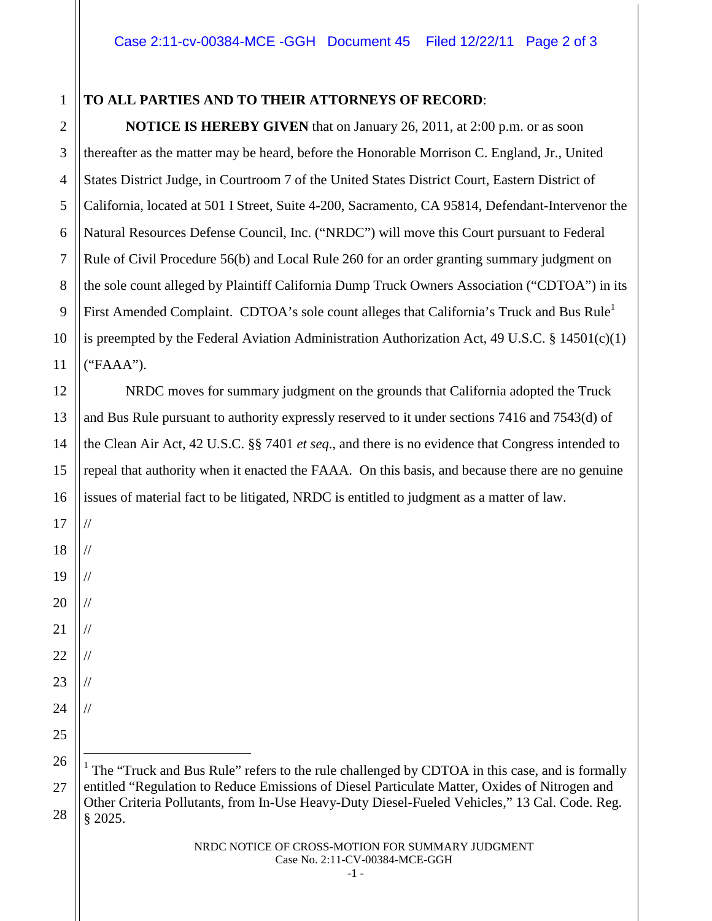**TO ALL PARTIES AND TO THEIR ATTORNEYS OF RECORD**:

**NOTICE IS HEREBY GIVEN** that on January 26, 2011, at 2:00 p.m. or as soon thereafter as the matter may be heard, before the Honorable Morrison C. England, Jr., United States District Judge, in Courtroom 7 of the United States District Court, Eastern District of California, located at 501 I Street, Suite 4-200, Sacramento, CA 95814, Defendant-Intervenor the Natural Resources Defense Council, Inc. ("NRDC") will move this Court pursuant to Federal Rule of Civil Procedure 56(b) and Local Rule 260 for an order granting summary judgment on the sole count alleged by Plaintiff California Dump Truck Owners Association ("CDTOA") in its First Amended Complaint. CDTOA's sole count alleges that California's Truck and Bus Rule[1] is preempted by the Federal Aviation Administration Authorization Act, 49 U.S.C. § 14501(c)(1) ("FAAA").

NRDC moves for summary judgment on the grounds that California adopted the Truck and Bus Rule pursuant to authority expressly reserved to it under sections 7416 and 7543(d) of the Clean Air Act, 42 U.S.C. §§ 7401 *et seq*., and there is no evidence that Congress intended to repeal that authority when it enacted the FAAA. On this basis, and because there are no genuine issues of material fact to be litigated, NRDC is entitled to judgment as a matter of law.

//

//

//

//

//

//

//

//

---

[1] The "Truck and Bus Rule" refers to the rule challenged by CDTOA in this case, and is formally entitled "Regulation to Reduce Emissions of Diesel Particulate Matter, Oxides of Nitrogen and Other Criteria Pollutants, from In-Use Heavy-Duty Diesel-Fueled Vehicles," 13 Cal. Code. Reg. § 2025.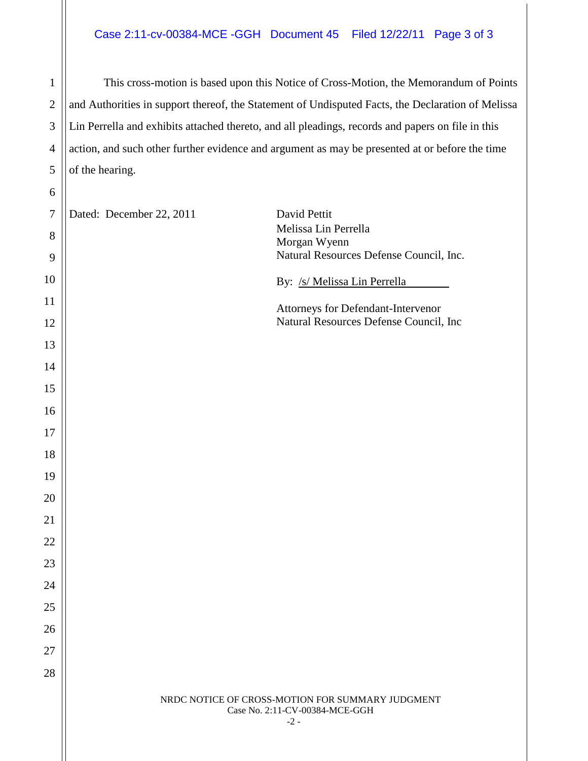This cross-motion is based upon this Notice of Cross-Motion, the Memorandum of Points and Authorities in support thereof, the Statement of Undisputed Facts, the Declaration of Melissa Lin Perrella and exhibits attached thereto, and all pleadings, records and papers on file in this action, and such other further evidence and argument as may be presented at or before the time of the hearing.

Dated: December 22, 2011

David Pettit
Melissa Lin Perrella
Morgan Wyenn
Natural Resources Defense Council, Inc.

By: /s/ Melissa Lin Perrella

Attorneys for Defendant-Intervenor
Natural Resources Defense Council, Inc